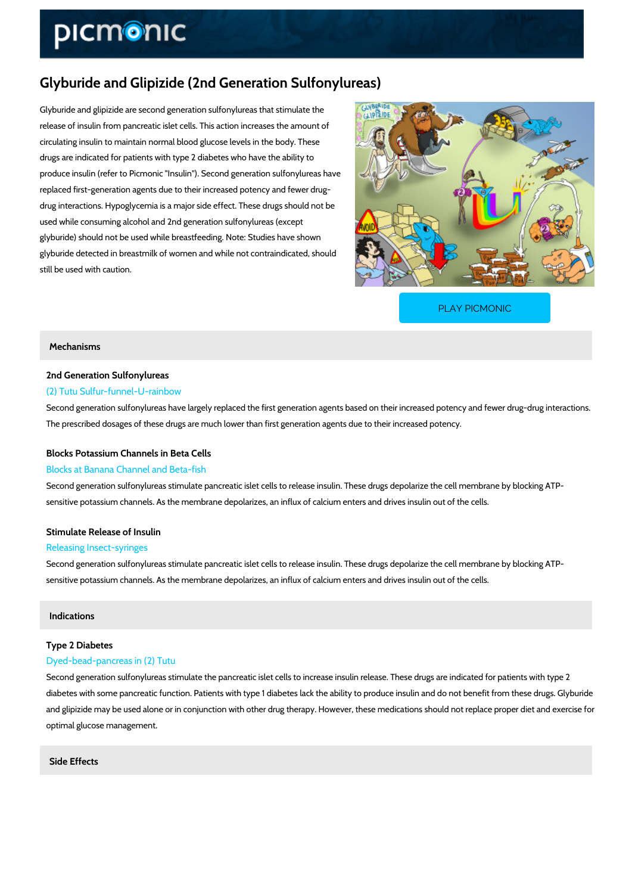# Glyburide and Glipizide (2nd Generation Sulfonylureas)

Glyburide and glipizide are second generation sulfonylureas that stimulate the release of insulin from pancreatic islet cells. This action increases the amount of circulating insulin to maintain normal blood glucose levels in the body. These drugs are indicated for patients with type 2 diabetes who have the ability to produce insulin (refer to Picmonic "Insulin"). Second generation sulfonylureas have replaced first-generation agents due to their increased potency and fewer drug-drug interactions. Hypoglycemia is a major side effect. These drugs should not be used while consuming alcohol and 2nd generation sulfonylureas (except glyburide) should not be used while breastfeeding. Note: Studies have shown glyburide detected in breastmilk of women and while not contraindicated, should still be used with caution.

PLAY PICMONIC

## Mechanisms

### 2nd Generation Sulfonylureas

(2) Tutu Sulfur-funnel-U-rainbow

Second generation sulfonylureas have largely replaced the first generation agents based on their increased potency and fewer drug-drug interactions. The prescribed dosages of these drugs are much lower than first generation agents due to their increased potency.

### Blocks Potassium Channels in Beta Cells

Blocks at Banana Channel and Beta-fish

Second generation sulfonylureas stimulate pancreatic islet cells to release insulin. These drugs depolarize the cell membrane by blocking ATP-sensitive potassium channels. As the membrane depolarizes, an influx of calcium enters and drives insulin out of the cells.

### Stimulate Release of Insulin

Releasing Insect-syringes

Second generation sulfonylureas stimulate pancreatic islet cells to release insulin. These drugs depolarize the cell membrane by blocking ATP-sensitive potassium channels. As the membrane depolarizes, an influx of calcium enters and drives insulin out of the cells.

## Indications

### Type 2 Diabetes

Dyed-bead-pancreas in (2) Tutu

Second generation sulfonylureas stimulate the pancreatic islet cells to increase insulin release. These drugs are indicated for patients with type 2 diabetes with some pancreatic function. Patients with type 1 diabetes lack the ability to produce insulin and do not benefit from these drugs. Glyburide and glipizide may be used alone or in conjunction with other drug therapy. However, these medications should not replace proper diet and exercise for optimal glucose management.

## Side Effects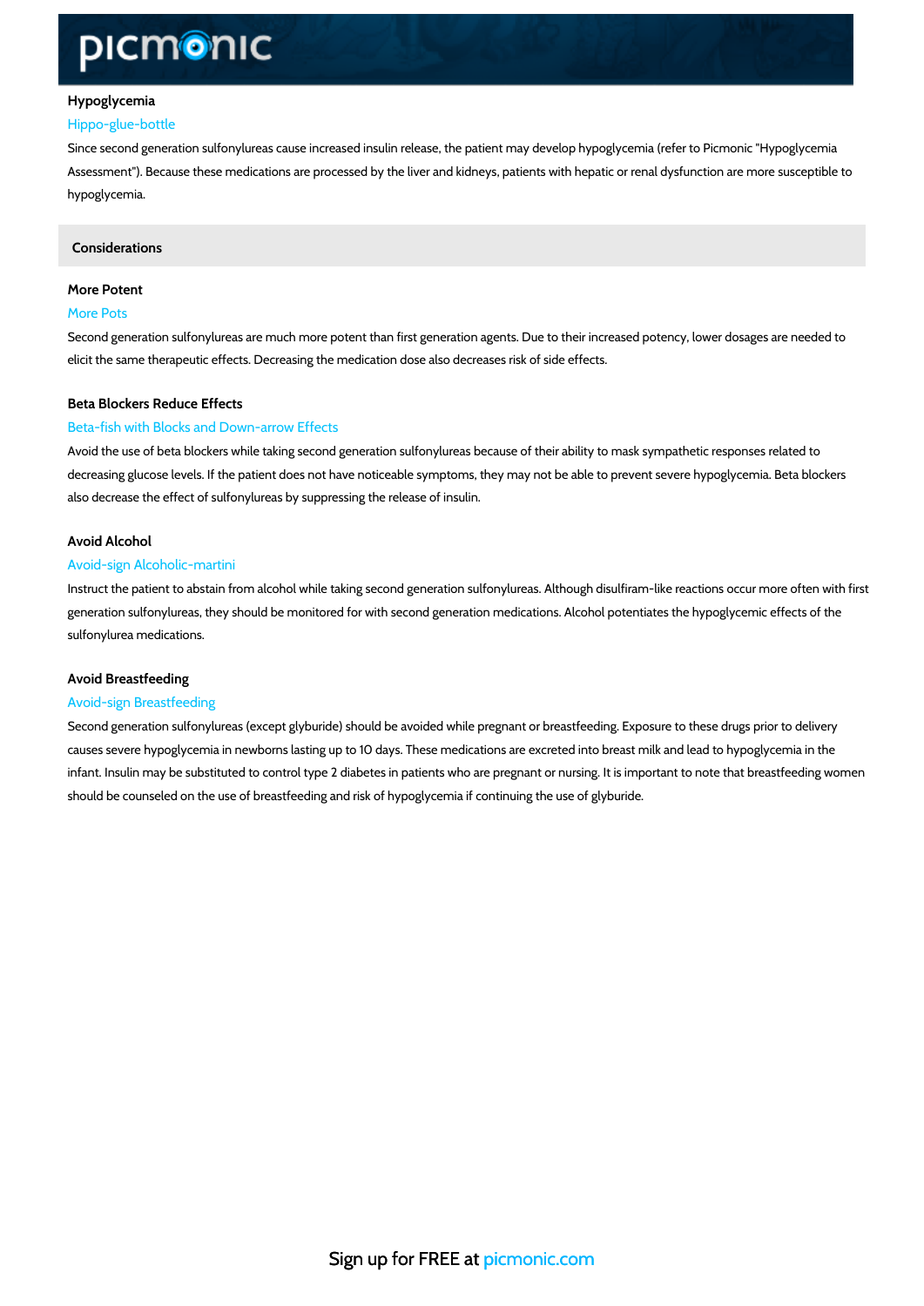### Hypoglycemia

Hippo-glue-bottle

Since second generation sulfonylureas cause increased insulin release, the patient may develop hypoglycemia (refer to Picmonic "Hypoglycemia Assessment"). Because these medications are processed by the liver and kidneys, patients with hepatic or renal dysfunction are more susceptible to hypoglycemia.

## Considerations

### More Potent

More Pots

Second generation sulfonylureas are much more potent than first generation agents. Due to their increased potency, lower dosages are needed to elicit the same therapeutic effects. Decreasing the medication dose also decreases risk of side effects.

### Beta Blockers Reduce Effects

Beta-fish with Blocks and Down-arrow Effects

Avoid the use of beta blockers while taking second generation sulfonylureas because of their ability to mask sympathetic responses related to decreasing glucose levels. If the patient does not have noticeable symptoms, they may not be able to prevent severe hypoglycemia. Beta blockers also decrease the effect of sulfonylureas by suppressing the release of insulin.

### Avoid Alcohol

Avoid-sign Alcoholic-martini

Instruct the patient to abstain from alcohol while taking second generation sulfonylureas. Although disulfiram-like reactions occur more often with first generation sulfonylureas, they should be monitored for with second generation medications. Alcohol potentiates the hypoglycemic effects of the sulfonylurea medications.

### Avoid Breastfeeding

Avoid-sign Breastfeeding

Second generation sulfonylureas (except glyburide) should be avoided while pregnant or breastfeeding. Exposure to these drugs prior to delivery causes severe hypoglycemia in newborns lasting up to 10 days. These medications are excreted into breast milk and lead to hypoglycemia in the infant. Insulin may be substituted to control type 2 diabetes in patients who are pregnant or nursing. It is important to note that breastfeeding women should be counseled on the use of breastfeeding and risk of hypoglycemia if continuing the use of glyburide.